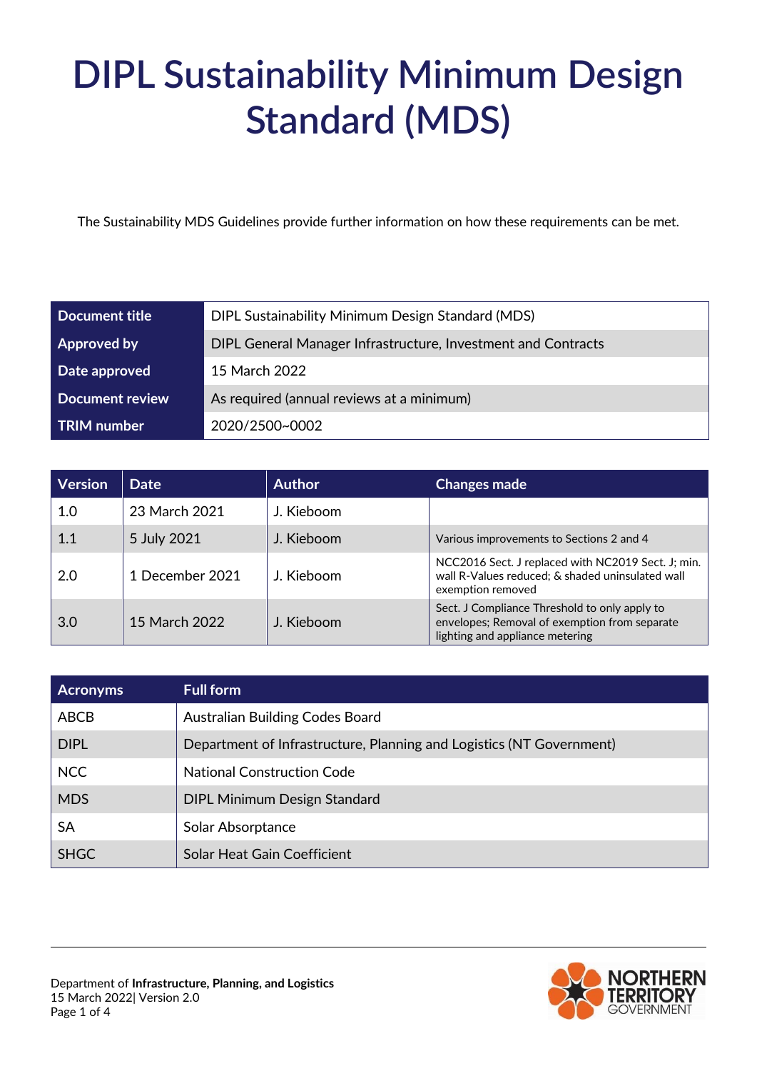# DIPL Sustainability Minimum Design Standard (MDS)

The Sustainability MDS Guidelines provide further information on how these requirements can be met.

| Document title | DIPL Sustainability Minimum Design Standard (MDS) |
|---|---|
| Approved by | DIPL General Manager Infrastructure, Investment and Contracts |
| Date approved | 15 March 2022 |
| Document review | As required (annual reviews at a minimum) |
| TRIM number | 2020/2500~0002 |

| Version | Date | Author | Changes made |
|---|---|---|---|
| 1.0 | 23 March 2021 | J. Kieboom | |
| 1.1 | 5 July 2021 | J. Kieboom | Various improvements to Sections 2 and 4 |
| 2.0 | 1 December 2021 | J. Kieboom | NCC2016 Sect. J replaced with NC2019 Sect. J; min. wall R-Values reduced; & shaded uninsulated wall exemption removed |
| 3.0 | 15 March 2022 | J. Kieboom | Sect. J Compliance Threshold to only apply to envelopes; Removal of exemption from separate lighting and appliance metering |

| Acronyms | Full form |
|---|---|
| ABCB | Australian Building Codes Board |
| DIPL | Department of Infrastructure, Planning and Logistics (NT Government) |
| NCC | National Construction Code |
| MDS | DIPL Minimum Design Standard |
| SA | Solar Absorptance |
| SHGC | Solar Heat Gain Coefficient |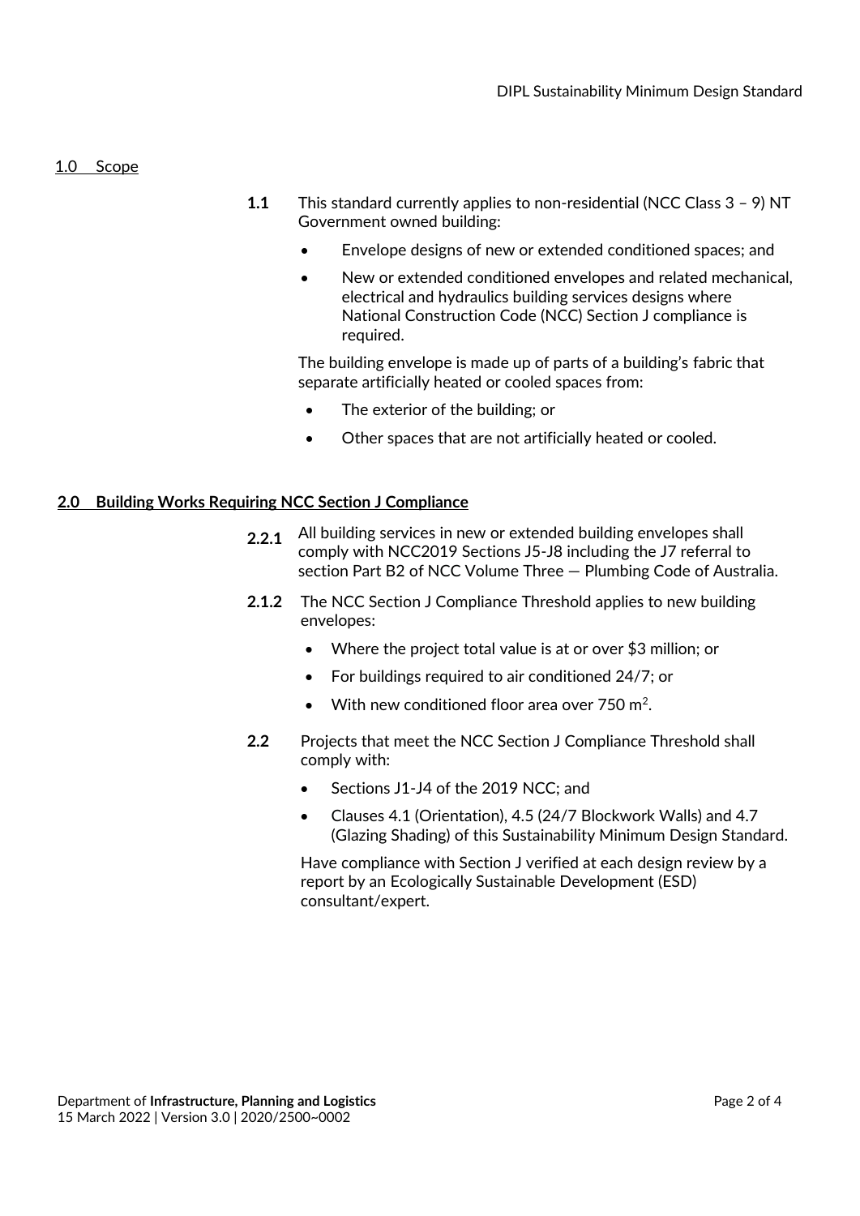## 1.0 Scope

**1.1** This standard currently applies to non-residential (NCC Class 3 – 9) NT Government owned building:

- Envelope designs of new or extended conditioned spaces; and
- New or extended conditioned envelopes and related mechanical, electrical and hydraulics building services designs where National Construction Code (NCC) Section J compliance is required.

The building envelope is made up of parts of a building's fabric that separate artificially heated or cooled spaces from:

- The exterior of the building; or
- Other spaces that are not artificially heated or cooled.

## 2.0 Building Works Requiring NCC Section J Compliance

**2.2.1** All building services in new or extended building envelopes shall comply with NCC2019 Sections J5-J8 including the J7 referral to section Part B2 of NCC Volume Three — Plumbing Code of Australia.

**2.1.2** The NCC Section J Compliance Threshold applies to new building envelopes:

- Where the project total value is at or over $3 million; or
- For buildings required to air conditioned 24/7; or
- With new conditioned floor area over 750 $m^2$.

**2.2** Projects that meet the NCC Section J Compliance Threshold shall comply with:

- Sections J1-J4 of the 2019 NCC; and
- Clauses 4.1 (Orientation), 4.5 (24/7 Blockwork Walls) and 4.7 (Glazing Shading) of this Sustainability Minimum Design Standard.

Have compliance with Section J verified at each design review by a report by an Ecologically Sustainable Development (ESD) consultant/expert.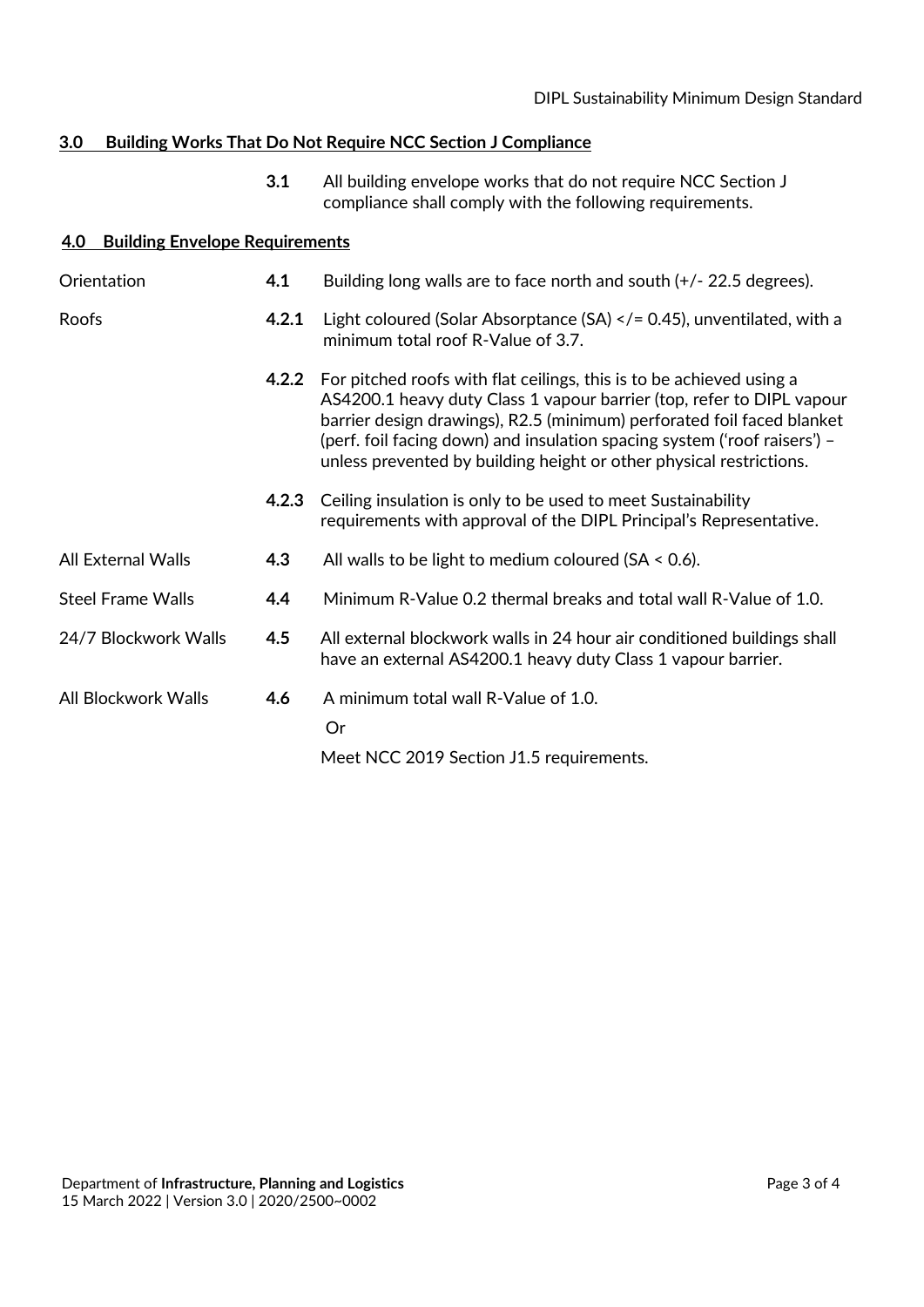## 3.0 Building Works That Do Not Require NCC Section J Compliance

**3.1** All building envelope works that do not require NCC Section J compliance shall comply with the following requirements.

## 4.0 Building Envelope Requirements

| | | |
|---|---|---|
| Orientation | **4.1** | Building long walls are to face north and south (+/- 22.5 degrees). |
| Roofs | **4.2.1** | Light coloured (Solar Absorptance (SA) </= 0.45), unventilated, with a minimum total roof R-Value of 3.7. |
| | **4.2.2** | For pitched roofs with flat ceilings, this is to be achieved using a AS4200.1 heavy duty Class 1 vapour barrier (top, refer to DIPL vapour barrier design drawings), R2.5 (minimum) perforated foil faced blanket (perf. foil facing down) and insulation spacing system ('roof raisers') – unless prevented by building height or other physical restrictions. |
| | **4.2.3** | Ceiling insulation is only to be used to meet Sustainability requirements with approval of the DIPL Principal's Representative. |
| All External Walls | **4.3** | All walls to be light to medium coloured (SA < 0.6). |
| Steel Frame Walls | **4.4** | Minimum R-Value 0.2 thermal breaks and total wall R-Value of 1.0. |
| 24/7 Blockwork Walls | **4.5** | All external blockwork walls in 24 hour air conditioned buildings shall have an external AS4200.1 heavy duty Class 1 vapour barrier. |
| All Blockwork Walls | **4.6** | A minimum total wall R-Value of 1.0.<br>Or<br>Meet NCC 2019 Section J1.5 requirements. |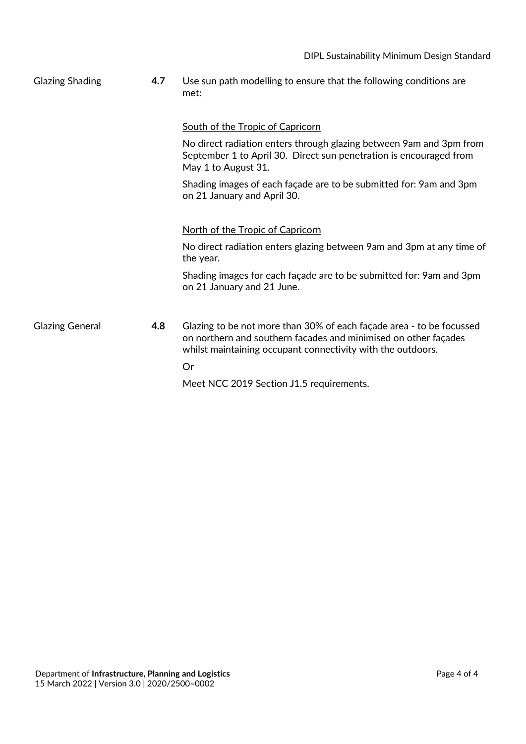| | | |
|---|---|---|
| Glazing Shading | **4.7** | Use sun path modelling to ensure that the following conditions are met:<br><br><u>South of the Tropic of Capricorn</u><br><br>No direct radiation enters through glazing between 9am and 3pm from September 1 to April 30. Direct sun penetration is encouraged from May 1 to August 31.<br><br>Shading images of each façade are to be submitted for: 9am and 3pm on 21 January and April 30.<br><br><u>North of the Tropic of Capricorn</u><br><br>No direct radiation enters glazing between 9am and 3pm at any time of the year.<br><br>Shading images for each façade are to be submitted for: 9am and 3pm on 21 January and 21 June. |
| Glazing General | **4.8** | Glazing to be not more than 30% of each façade area - to be focussed on northern and southern facades and minimised on other façades whilst maintaining occupant connectivity with the outdoors.<br><br>Or<br><br>Meet NCC 2019 Section J1.5 requirements. |